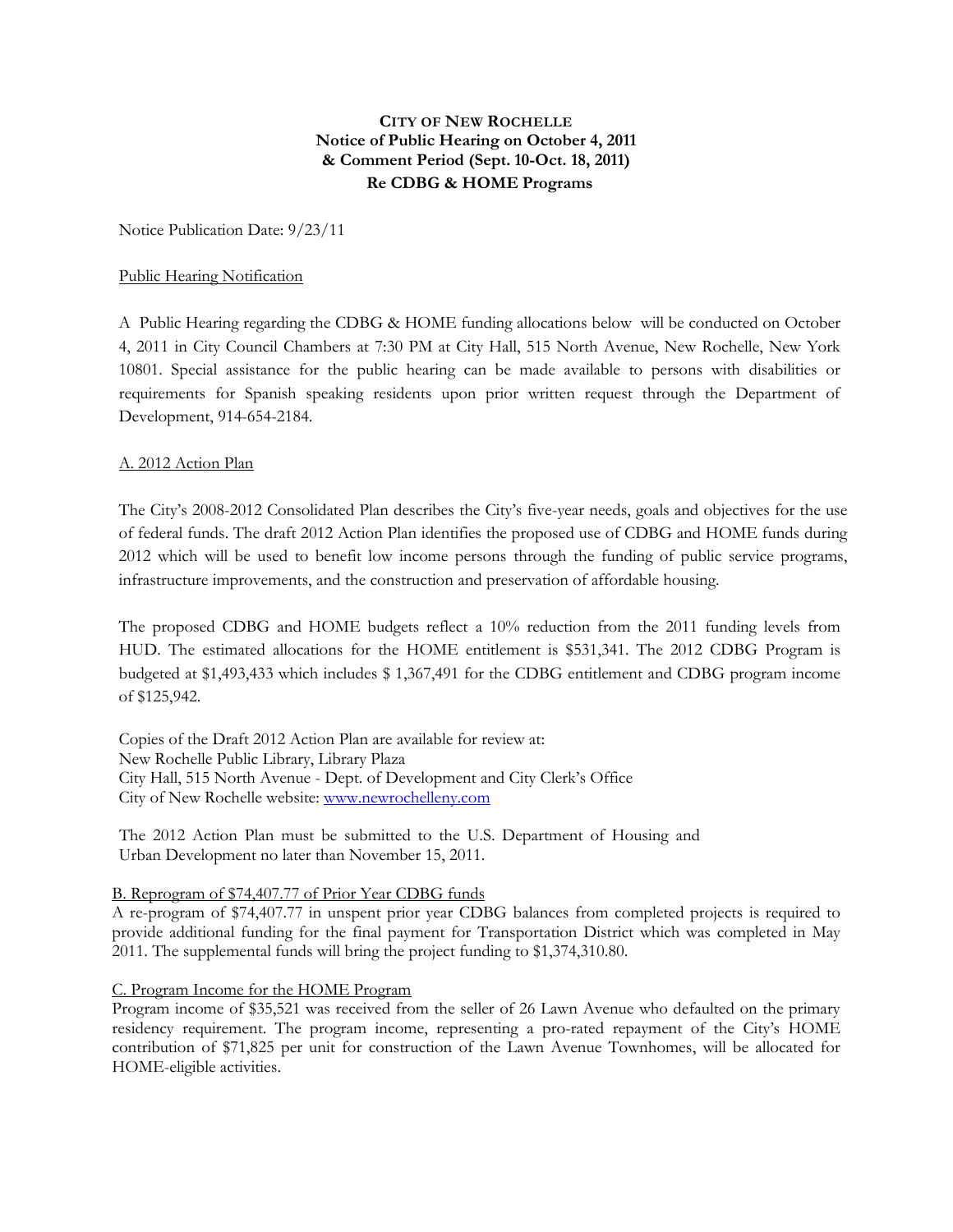**CITY OF NEW ROCHELLE**
**Notice of Public Hearing on October 4, 2011**
**& Comment Period (Sept. 10-Oct. 18, 2011)**
**Re CDBG & HOME Programs**

Notice Publication Date: 9/23/11

Public Hearing Notification

A Public Hearing regarding the CDBG & HOME funding allocations below will be conducted on October 4, 2011 in City Council Chambers at 7:30 PM at City Hall, 515 North Avenue, New Rochelle, New York 10801. Special assistance for the public hearing can be made available to persons with disabilities or requirements for Spanish speaking residents upon prior written request through the Department of Development, 914-654-2184.

A. 2012 Action Plan

The City's 2008-2012 Consolidated Plan describes the City's five-year needs, goals and objectives for the use of federal funds. The draft 2012 Action Plan identifies the proposed use of CDBG and HOME funds during 2012 which will be used to benefit low income persons through the funding of public service programs, infrastructure improvements, and the construction and preservation of affordable housing.

The proposed CDBG and HOME budgets reflect a 10% reduction from the 2011 funding levels from HUD. The estimated allocations for the HOME entitlement is $531,341. The 2012 CDBG Program is budgeted at $1,493,433 which includes $ 1,367,491 for the CDBG entitlement and CDBG program income of $125,942.

Copies of the Draft 2012 Action Plan are available for review at:
New Rochelle Public Library, Library Plaza
City Hall, 515 North Avenue - Dept. of Development and City Clerk's Office
City of New Rochelle website: www.newrochelleny.com

The 2012 Action Plan must be submitted to the U.S. Department of Housing and Urban Development no later than November 15, 2011.

B. Reprogram of $74,407.77 of Prior Year CDBG funds

A re-program of $74,407.77 in unspent prior year CDBG balances from completed projects is required to provide additional funding for the final payment for Transportation District which was completed in May 2011. The supplemental funds will bring the project funding to $1,374,310.80.

C. Program Income for the HOME Program

Program income of $35,521 was received from the seller of 26 Lawn Avenue who defaulted on the primary residency requirement. The program income, representing a pro-rated repayment of the City's HOME contribution of $71,825 per unit for construction of the Lawn Avenue Townhomes, will be allocated for HOME-eligible activities.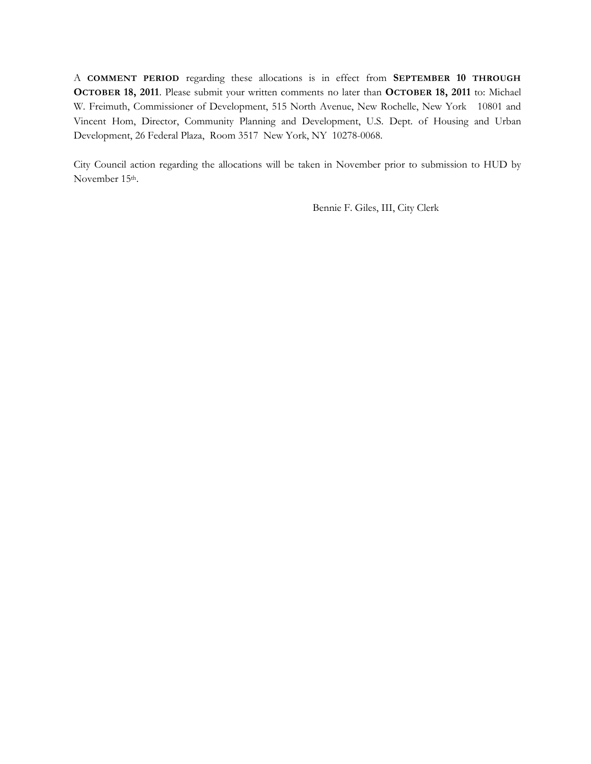A **COMMENT PERIOD** regarding these allocations is in effect from **SEPTEMBER 10 THROUGH OCTOBER 18, 2011**. Please submit your written comments no later than **OCTOBER 18, 2011** to: Michael W. Freimuth, Commissioner of Development, 515 North Avenue, New Rochelle, New York 10801 and Vincent Hom, Director, Community Planning and Development, U.S. Dept. of Housing and Urban Development, 26 Federal Plaza, Room 3517 New York, NY 10278-0068.

City Council action regarding the allocations will be taken in November prior to submission to HUD by November 15th.

Bennie F. Giles, III, City Clerk